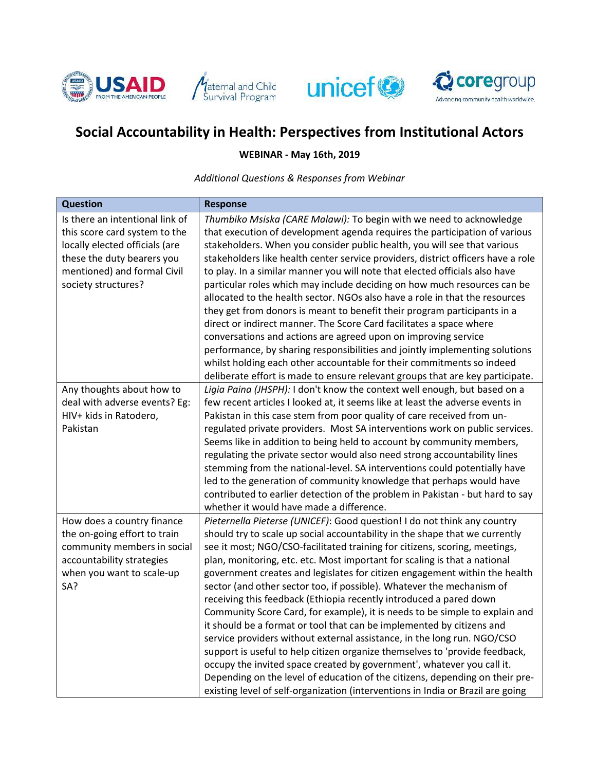# Social Accountability in Health: Perspectives from Institutional Actors

**WEBINAR - May 16th, 2019**

*Additional Questions & Responses from Webinar*

| Question | Response |
|---|---|
| Is there an intentional link of this score card system to the locally elected officials (are these the duty bearers you mentioned) and formal Civil society structures? | *Thumbiko Msiska (CARE Malawi):* To begin with we need to acknowledge that execution of development agenda requires the participation of various stakeholders. When you consider public health, you will see that various stakeholders like health center service providers, district officers have a role to play. In a similar manner you will note that elected officials also have particular roles which may include deciding on how much resources can be allocated to the health sector. NGOs also have a role in that the resources they get from donors is meant to benefit their program participants in a direct or indirect manner. The Score Card facilitates a space where conversations and actions are agreed upon on improving service performance, by sharing responsibilities and jointly implementing solutions whilst holding each other accountable for their commitments so indeed deliberate effort is made to ensure relevant groups that are key participate. |
| Any thoughts about how to deal with adverse events? Eg: HIV+ kids in Ratodero, Pakistan | *Ligia Paina (JHSPH):* I don't know the context well enough, but based on a few recent articles I looked at, it seems like at least the adverse events in Pakistan in this case stem from poor quality of care received from un-regulated private providers. Most SA interventions work on public services. Seems like in addition to being held to account by community members, regulating the private sector would also need strong accountability lines stemming from the national-level. SA interventions could potentially have led to the generation of community knowledge that perhaps would have contributed to earlier detection of the problem in Pakistan - but hard to say whether it would have made a difference. |
| How does a country finance the on-going effort to train community members in social accountability strategies when you want to scale-up SA? | *Pieternella Pieterse (UNICEF)*: Good question! I do not think any country should try to scale up social accountability in the shape that we currently see it most; NGO/CSO-facilitated training for citizens, scoring, meetings, plan, monitoring, etc. etc. Most important for scaling is that a national government creates and legislates for citizen engagement within the health sector (and other sector too, if possible). Whatever the mechanism of receiving this feedback (Ethiopia recently introduced a pared down Community Score Card, for example), it is needs to be simple to explain and it should be a format or tool that can be implemented by citizens and service providers without external assistance, in the long run. NGO/CSO support is useful to help citizen organize themselves to 'provide feedback, occupy the invited space created by government', whatever you call it. Depending on the level of education of the citizens, depending on their pre-existing level of self-organization (interventions in India or Brazil are going |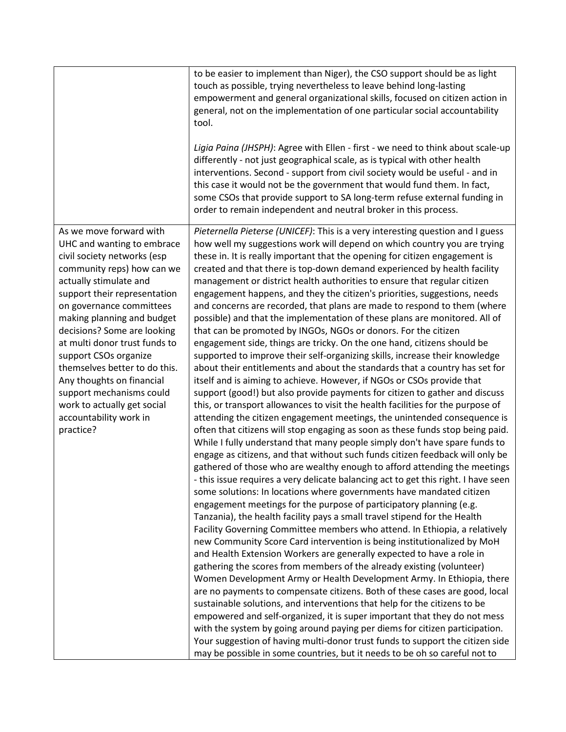| | |
|---|---|
| | to be easier to implement than Niger), the CSO support should be as light touch as possible, trying nevertheless to leave behind long-lasting empowerment and general organizational skills, focused on citizen action in general, not on the implementation of one particular social accountability tool.<br><br>*Ligia Paina (JHSPH)*: Agree with Ellen - first - we need to think about scale-up differently - not just geographical scale, as is typical with other health interventions. Second - support from civil society would be useful - and in this case it would not be the government that would fund them. In fact, some CSOs that provide support to SA long-term refuse external funding in order to remain independent and neutral broker in this process. |
| As we move forward with UHC and wanting to embrace civil society networks (esp community reps) how can we actually stimulate and support their representation on governance committees making planning and budget decisions? Some are looking at multi donor trust funds to support CSOs organize themselves better to do this. Any thoughts on financial support mechanisms could work to actually get social accountability work in practice? | *Pieternella Pieterse (UNICEF)*: This is a very interesting question and I guess how well my suggestions work will depend on which country you are trying these in. It is really important that the opening for citizen engagement is created and that there is top-down demand experienced by health facility management or district health authorities to ensure that regular citizen engagement happens, and they the citizen's priorities, suggestions, needs and concerns are recorded, that plans are made to respond to them (where possible) and that the implementation of these plans are monitored. All of that can be promoted by INGOs, NGOs or donors. For the citizen engagement side, things are tricky. On the one hand, citizens should be supported to improve their self-organizing skills, increase their knowledge about their entitlements and about the standards that a country has set for itself and is aiming to achieve. However, if NGOs or CSOs provide that support (good!) but also provide payments for citizen to gather and discuss this, or transport allowances to visit the health facilities for the purpose of attending the citizen engagement meetings, the unintended consequence is often that citizens will stop engaging as soon as these funds stop being paid. While I fully understand that many people simply don't have spare funds to engage as citizens, and that without such funds citizen feedback will only be gathered of those who are wealthy enough to afford attending the meetings - this issue requires a very delicate balancing act to get this right. I have seen some solutions: In locations where governments have mandated citizen engagement meetings for the purpose of participatory planning (e.g. Tanzania), the health facility pays a small travel stipend for the Health Facility Governing Committee members who attend. In Ethiopia, a relatively new Community Score Card intervention is being institutionalized by MoH and Health Extension Workers are generally expected to have a role in gathering the scores from members of the already existing (volunteer) Women Development Army or Health Development Army. In Ethiopia, there are no payments to compensate citizens. Both of these cases are good, local sustainable solutions, and interventions that help for the citizens to be empowered and self-organized, it is super important that they do not mess with the system by going around paying per diems for citizen participation. Your suggestion of having multi-donor trust funds to support the citizen side may be possible in some countries, but it needs to be oh so careful not to |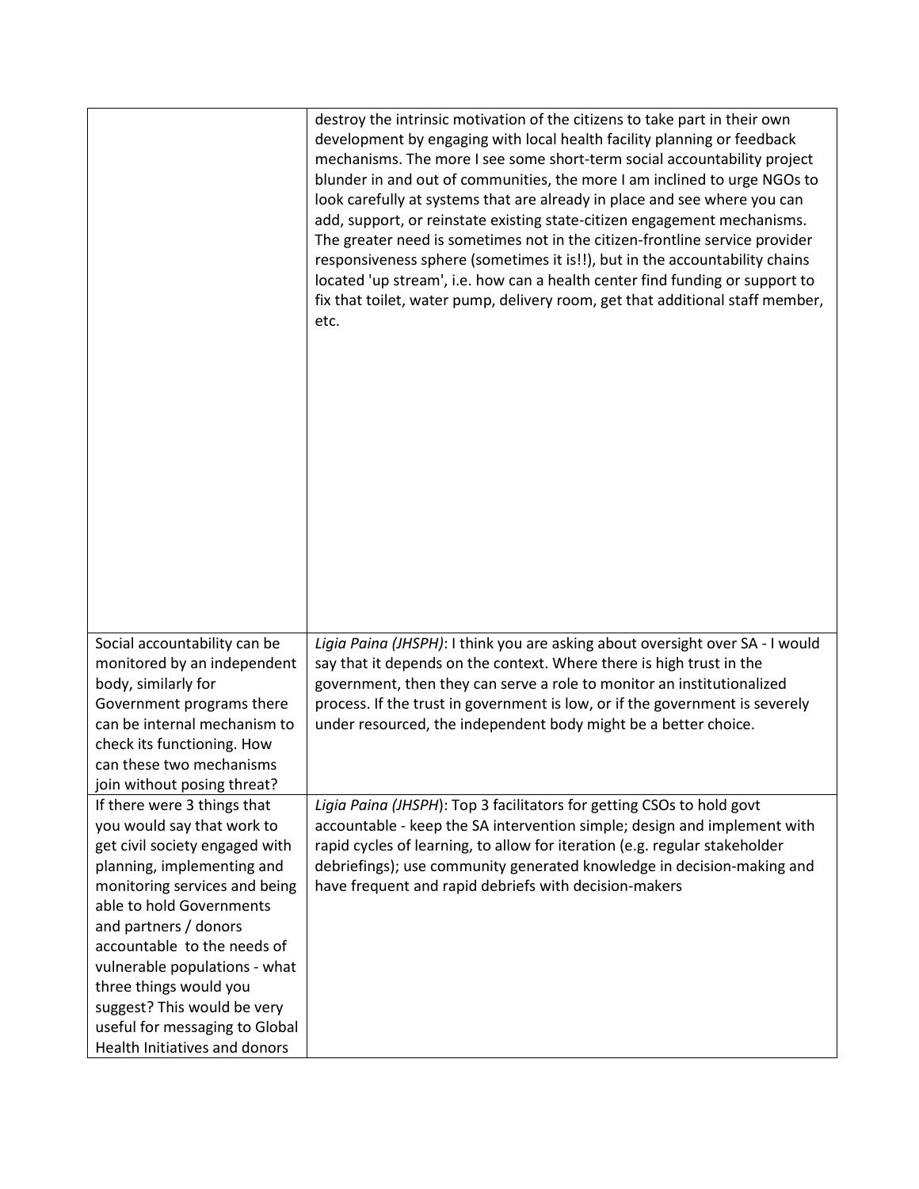| | |
|---|---|
| | destroy the intrinsic motivation of the citizens to take part in their own development by engaging with local health facility planning or feedback mechanisms. The more I see some short-term social accountability project blunder in and out of communities, the more I am inclined to urge NGOs to look carefully at systems that are already in place and see where you can add, support, or reinstate existing state-citizen engagement mechanisms. The greater need is sometimes not in the citizen-frontline service provider responsiveness sphere (sometimes it is!!), but in the accountability chains located 'up stream', i.e. how can a health center find funding or support to fix that toilet, water pump, delivery room, get that additional staff member, etc. |
| Social accountability can be monitored by an independent body, similarly for Government programs there can be internal mechanism to check its functioning. How can these two mechanisms join without posing threat? | *Ligia Paina (JHSPH)*: I think you are asking about oversight over SA - I would say that it depends on the context. Where there is high trust in the government, then they can serve a role to monitor an institutionalized process. If the trust in government is low, or if the government is severely under resourced, the independent body might be a better choice. |
| If there were 3 things that you would say that work to get civil society engaged with planning, implementing and monitoring services and being able to hold Governments and partners / donors accountable to the needs of vulnerable populations - what three things would you suggest? This would be very useful for messaging to Global Health Initiatives and donors | *Ligia Paina (JHSPH)*: Top 3 facilitators for getting CSOs to hold govt accountable - keep the SA intervention simple; design and implement with rapid cycles of learning, to allow for iteration (e.g. regular stakeholder debriefings); use community generated knowledge in decision-making and have frequent and rapid debriefs with decision-makers |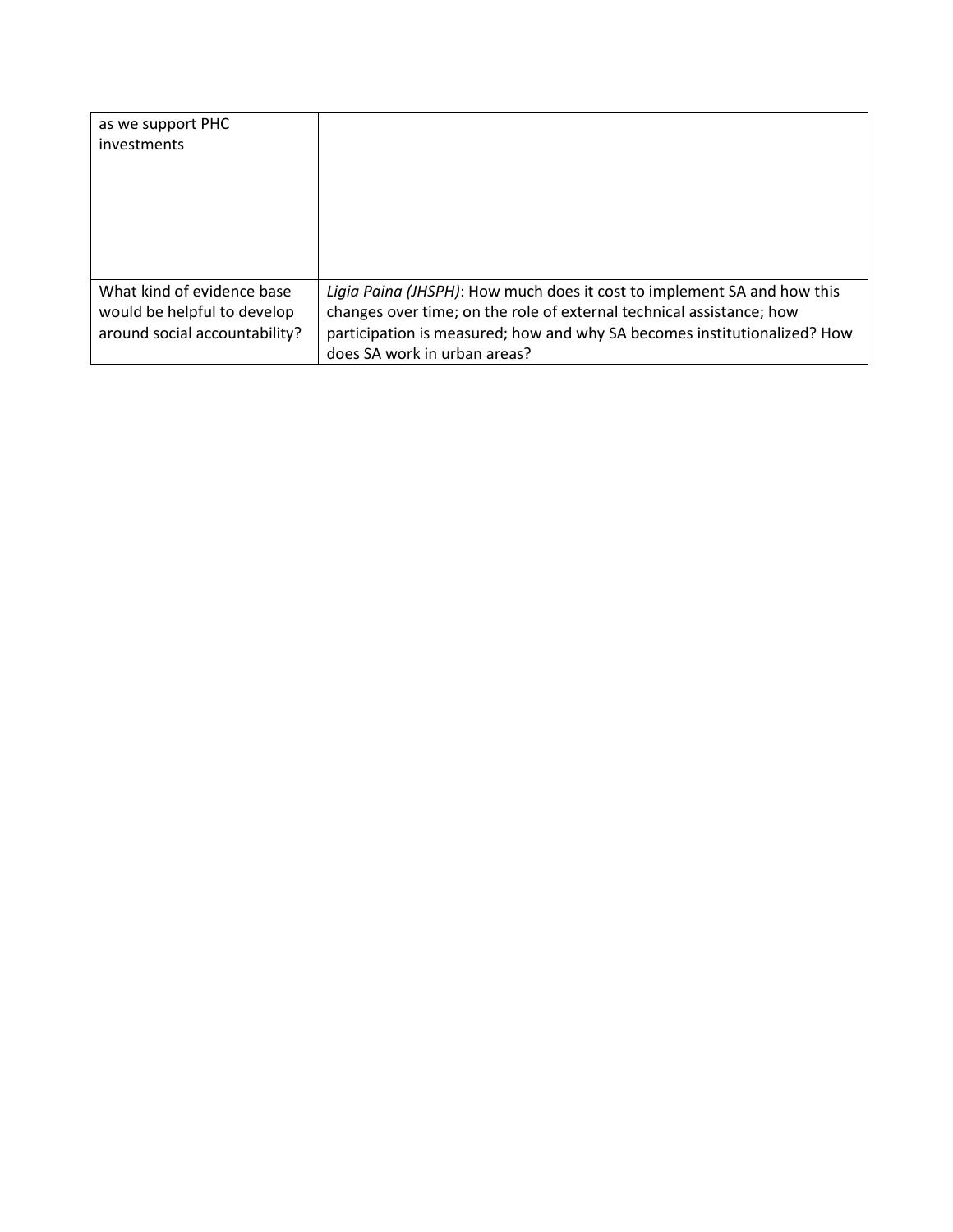| | |
|---|---|
| as we support PHC investments | |
| What kind of evidence base would be helpful to develop around social accountability? | *Ligia Paina (JHSPH)*: How much does it cost to implement SA and how this changes over time; on the role of external technical assistance; how participation is measured; how and why SA becomes institutionalized? How does SA work in urban areas? |